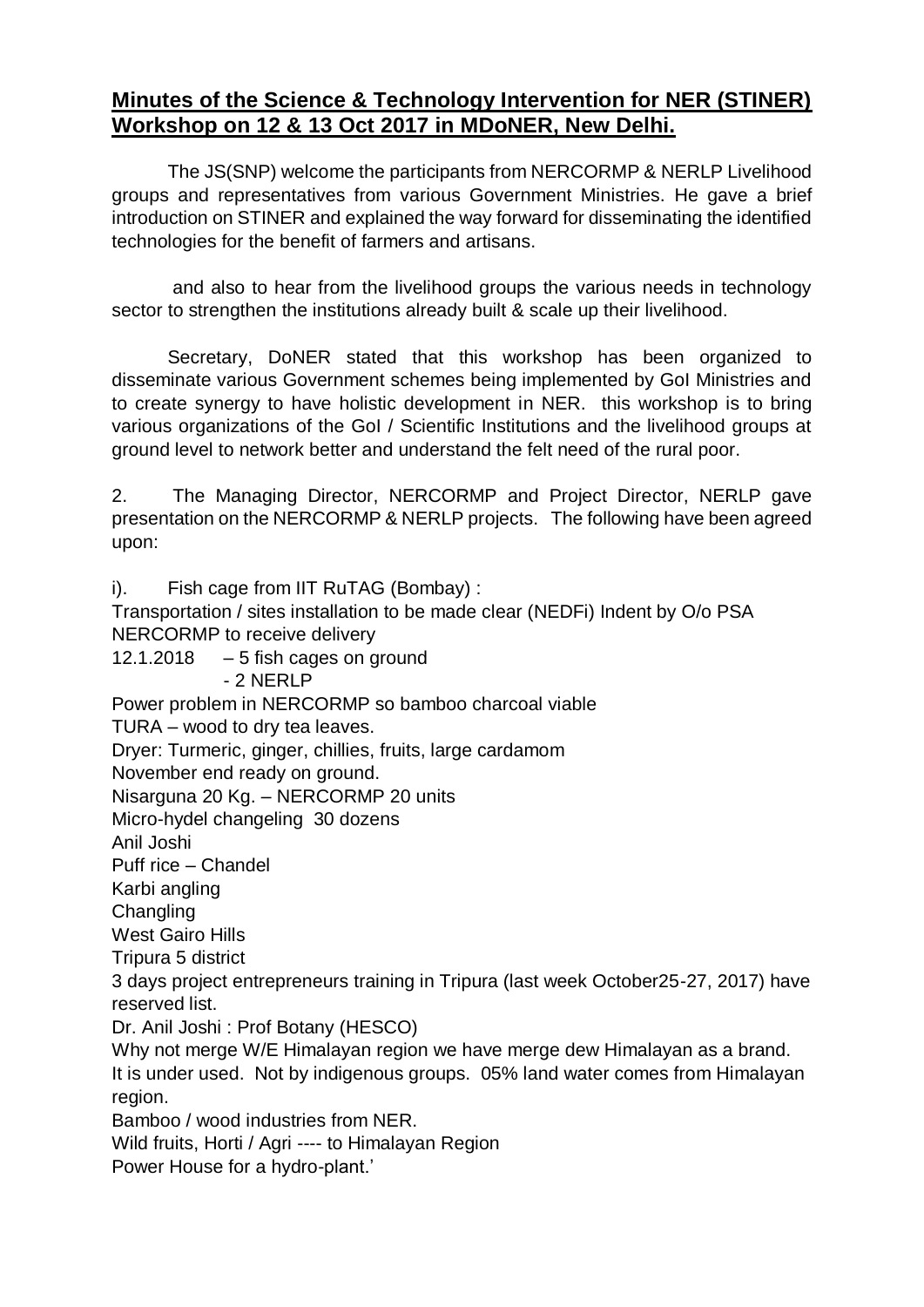## **Minutes of the Science & Technology Intervention for NER (STINER) Workshop on 12 & 13 Oct 2017 in MDoNER, New Delhi.**

The JS(SNP) welcome the participants from NERCORMP & NERLP Livelihood groups and representatives from various Government Ministries. He gave a brief introduction on STINER and explained the way forward for disseminating the identified technologies for the benefit of farmers and artisans.

and also to hear from the livelihood groups the various needs in technology sector to strengthen the institutions already built & scale up their livelihood.

Secretary, DoNER stated that this workshop has been organized to disseminate various Government schemes being implemented by GoI Ministries and to create synergy to have holistic development in NER. this workshop is to bring various organizations of the GoI / Scientific Institutions and the livelihood groups at ground level to network better and understand the felt need of the rural poor.

2. The Managing Director, NERCORMP and Project Director, NERLP gave presentation on the NERCORMP & NERLP projects. The following have been agreed upon:

i). Fish cage from IIT RuTAG (Bombay) :
Transportation / sites installation to be made clear (NEDFi) Indent by O/o PSA
NERCORMP to receive delivery
12.1.2018 – 5 fish cages on ground
- 2 NERLP
Power problem in NERCORMP so bamboo charcoal viable
TURA – wood to dry tea leaves.
Dryer: Turmeric, ginger, chillies, fruits, large cardamom
November end ready on ground.
Nisarguna 20 Kg. – NERCORMP 20 units
Micro-hydel changeling 30 dozens
Anil Joshi
Puff rice – Chandel
Karbi angling
Changling
West Gairo Hills
Tripura 5 district
3 days project entrepreneurs training in Tripura (last week October25-27, 2017) have reserved list.
Dr. Anil Joshi : Prof Botany (HESCO)
Why not merge W/E Himalayan region we have merge dew Himalayan as a brand.
It is under used. Not by indigenous groups. 05% land water comes from Himalayan region.
Bamboo / wood industries from NER.
Wild fruits, Horti / Agri ---- to Himalayan Region
Power House for a hydro-plant.'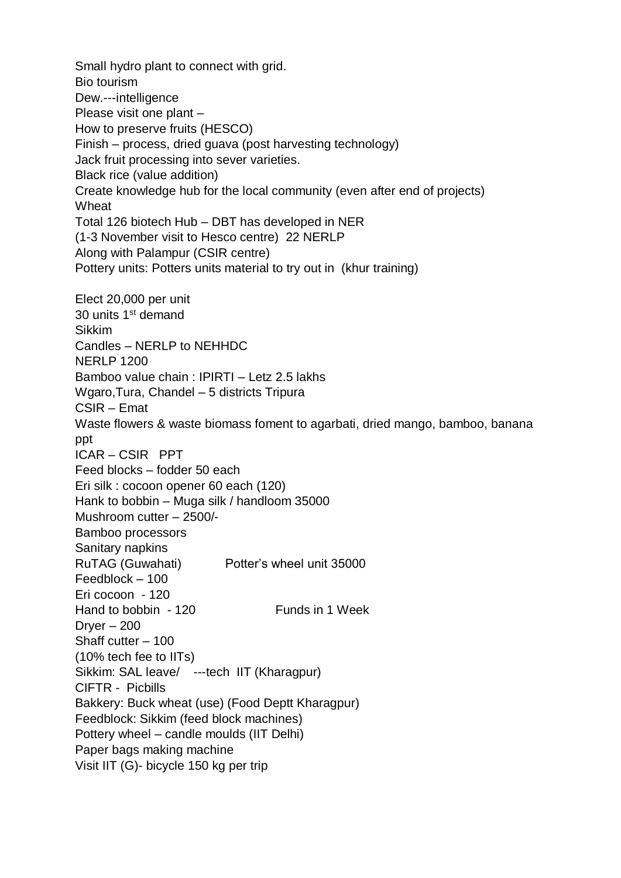Small hydro plant to connect with grid.
Bio tourism
Dew.---intelligence
Please visit one plant –
How to preserve fruits (HESCO)
Finish – process, dried guava (post harvesting technology)
Jack fruit processing into sever varieties.
Black rice (value addition)
Create knowledge hub for the local community (even after end of projects)
Wheat
Total 126 biotech Hub – DBT has developed in NER
(1-3 November visit to Hesco centre) 22 NERLP
Along with Palampur (CSIR centre)
Pottery units: Potters units material to try out in (khur training)

Elect 20,000 per unit
30 units 1st demand
Sikkim
Candles – NERLP to NEHHDC
NERLP 1200
Bamboo value chain : IPIRTI – Letz 2.5 lakhs
Wgaro,Tura, Chandel – 5 districts Tripura
CSIR – Emat
Waste flowers & waste biomass foment to agarbati, dried mango, bamboo, banana ppt
ICAR – CSIR PPT
Feed blocks – fodder 50 each
Eri silk : cocoon opener 60 each (120)
Hank to bobbin – Muga silk / handloom 35000
Mushroom cutter – 2500/-
Bamboo processors
Sanitary napkins
RuTAG (Guwahati) Potter's wheel unit 35000
Feedblock – 100
Eri cocoon - 120
Hand to bobbin - 120 Funds in 1 Week
Dryer – 200
Shaff cutter – 100
(10% tech fee to IITs)
Sikkim: SAL leave/ ---tech IIT (Kharagpur)
CIFTR - Picbills
Bakkery: Buck wheat (use) (Food Deptt Kharagpur)
Feedblock: Sikkim (feed block machines)
Pottery wheel – candle moulds (IIT Delhi)
Paper bags making machine
Visit IIT (G)- bicycle 150 kg per trip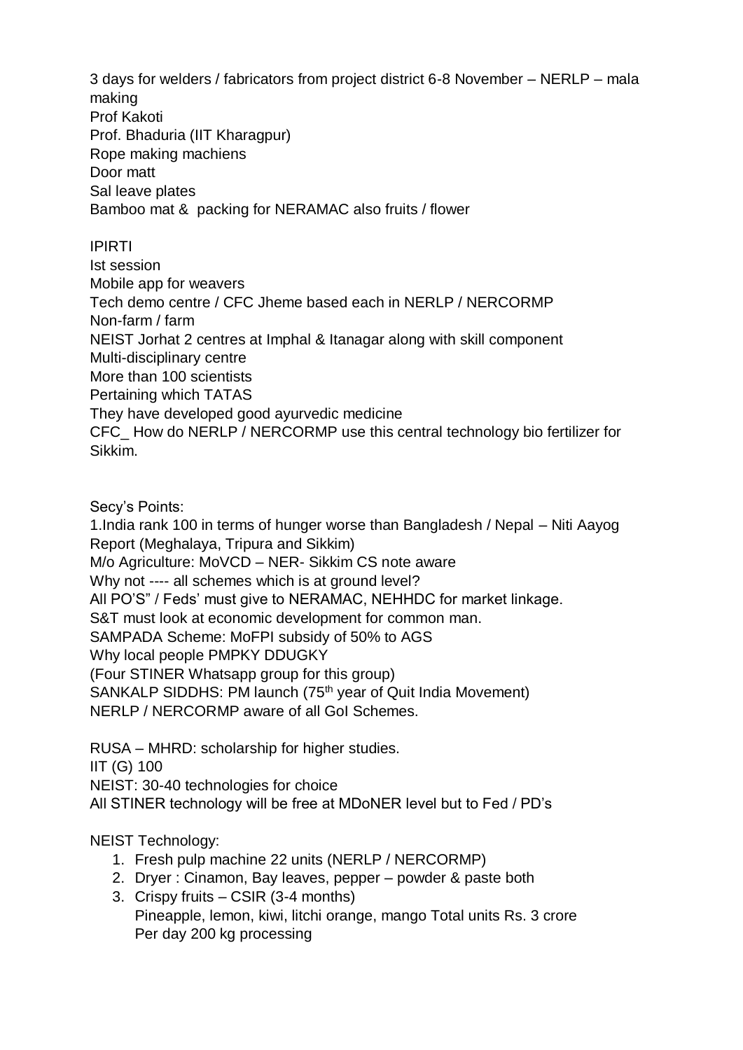3 days for welders / fabricators from project district 6-8 November – NERLP – mala making
Prof Kakoti
Prof. Bhaduria (IIT Kharagpur)
Rope making machiens
Door matt
Sal leave plates
Bamboo mat & packing for NERAMAC also fruits / flower

IPIRTI
Ist session
Mobile app for weavers
Tech demo centre / CFC Jheme based each in NERLP / NERCORMP
Non-farm / farm
NEIST Jorhat 2 centres at Imphal & Itanagar along with skill component
Multi-disciplinary centre
More than 100 scientists
Pertaining which TATAS
They have developed good ayurvedic medicine
CFC_ How do NERLP / NERCORMP use this central technology bio fertilizer for Sikkim.

Secy's Points:
1.India rank 100 in terms of hunger worse than Bangladesh / Nepal – Niti Aayog Report (Meghalaya, Tripura and Sikkim)
M/o Agriculture: MoVCD – NER- Sikkim CS note aware
Why not ---- all schemes which is at ground level?
All PO'S" / Feds' must give to NERAMAC, NEHHDC for market linkage.
S&T must look at economic development for common man.
SAMPADA Scheme: MoFPI subsidy of 50% to AGS
Why local people PMPKY DDUGKY
(Four STINER Whatsapp group for this group)
SANKALP SIDDHS: PM launch (75th year of Quit India Movement)
NERLP / NERCORMP aware of all GoI Schemes.

RUSA – MHRD: scholarship for higher studies.
IIT (G) 100
NEIST: 30-40 technologies for choice
All STINER technology will be free at MDoNER level but to Fed / PD's

NEIST Technology:

1. Fresh pulp machine 22 units (NERLP / NERCORMP)
2. Dryer : Cinamon, Bay leaves, pepper – powder & paste both
3. Crispy fruits – CSIR (3-4 months)
   Pineapple, lemon, kiwi, litchi orange, mango Total units Rs. 3 crore
   Per day 200 kg processing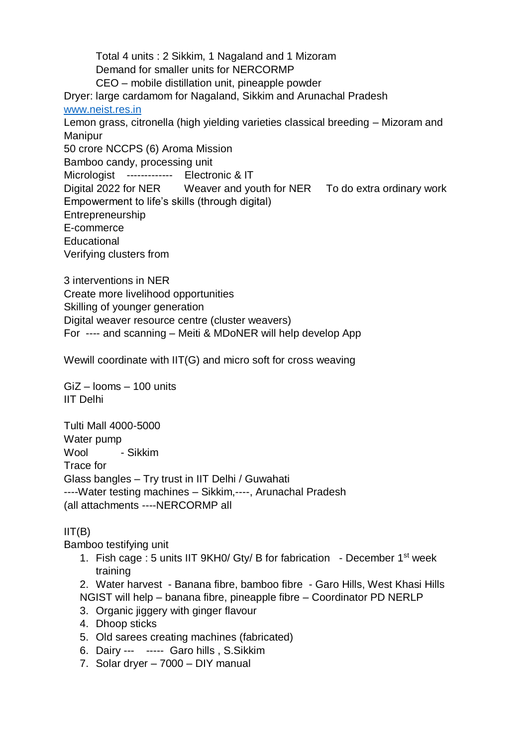Total 4 units : 2 Sikkim, 1 Nagaland and 1 Mizoram
Demand for smaller units for NERCORMP
CEO – mobile distillation unit, pineapple powder

Dryer: large cardamom for Nagaland, Sikkim and Arunachal Pradesh
www.neist.res.in
Lemon grass, citronella (high yielding varieties classical breeding – Mizoram and Manipur
50 crore NCCPS (6) Aroma Mission
Bamboo candy, processing unit
Micrologist ------------- Electronic & IT
Digital 2022 for NER Weaver and youth for NER To do extra ordinary work
Empowerment to life's skills (through digital)
Entrepreneurship
E-commerce
Educational
Verifying clusters from

3 interventions in NER
Create more livelihood opportunities
Skilling of younger generation
Digital weaver resource centre (cluster weavers)
For ---- and scanning – Meiti & MDoNER will help develop App

Wewill coordinate with IIT(G) and micro soft for cross weaving

GiZ – looms – 100 units
IIT Delhi

Tulti Mall 4000-5000
Water pump
Wool - Sikkim
Trace for
Glass bangles – Try trust in IIT Delhi / Guwahati
----Water testing machines – Sikkim,----, Arunachal Pradesh
(all attachments ----NERCORMP all

IIT(B)
Bamboo testifying unit

1. Fish cage : 5 units IIT 9KH0/ Gty/ B for fabrication - December 1st week training
2. Water harvest - Banana fibre, bamboo fibre - Garo Hills, West Khasi Hills
   NGIST will help – banana fibre, pineapple fibre – Coordinator PD NERLP
3. Organic jiggery with ginger flavour
4. Dhoop sticks
5. Old sarees creating machines (fabricated)
6. Dairy --- ----- Garo hills , S.Sikkim
7. Solar dryer – 7000 – DIY manual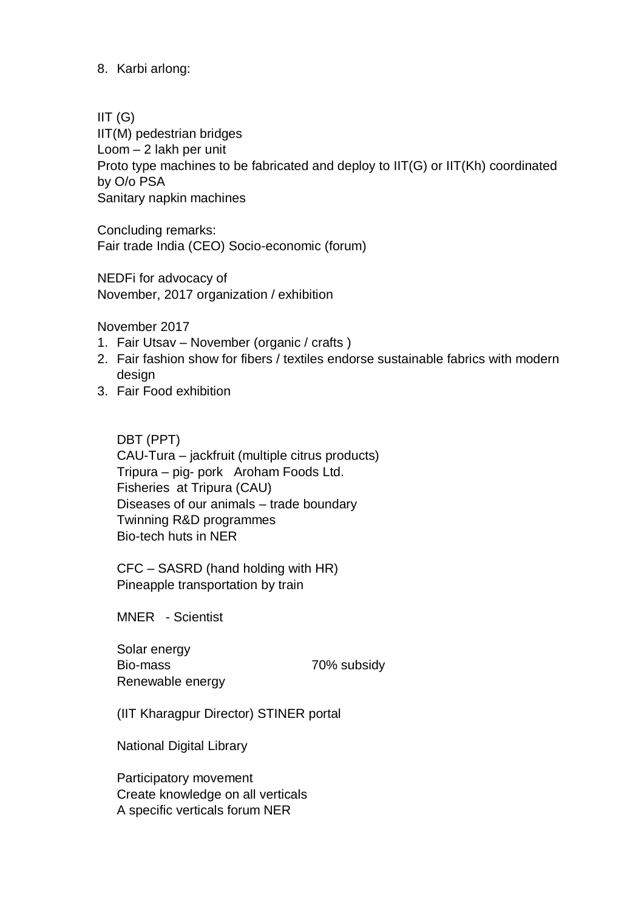8. Karbi arlong:

IIT (G)
IIT(M) pedestrian bridges
Loom – 2 lakh per unit
Proto type machines to be fabricated and deploy to IIT(G) or IIT(Kh) coordinated by O/o PSA
Sanitary napkin machines

Concluding remarks:
Fair trade India (CEO) Socio-economic (forum)

NEDFi for advocacy of
November, 2017 organization / exhibition

November 2017

1. Fair Utsav – November (organic / crafts )
2. Fair fashion show for fibers / textiles endorse sustainable fabrics with modern design
3. Fair Food exhibition

   DBT (PPT)
   CAU-Tura – jackfruit (multiple citrus products)
   Tripura – pig- pork Aroham Foods Ltd.
   Fisheries at Tripura (CAU)
   Diseases of our animals – trade boundary
   Twinning R&D programmes
   Bio-tech huts in NER

   CFC – SASRD (hand holding with HR)
   Pineapple transportation by train

   MNER - Scientist

   Solar energy
   Bio-mass 70% subsidy
   Renewable energy

   (IIT Kharagpur Director) STINER portal

   National Digital Library

   Participatory movement
   Create knowledge on all verticals
   A specific verticals forum NER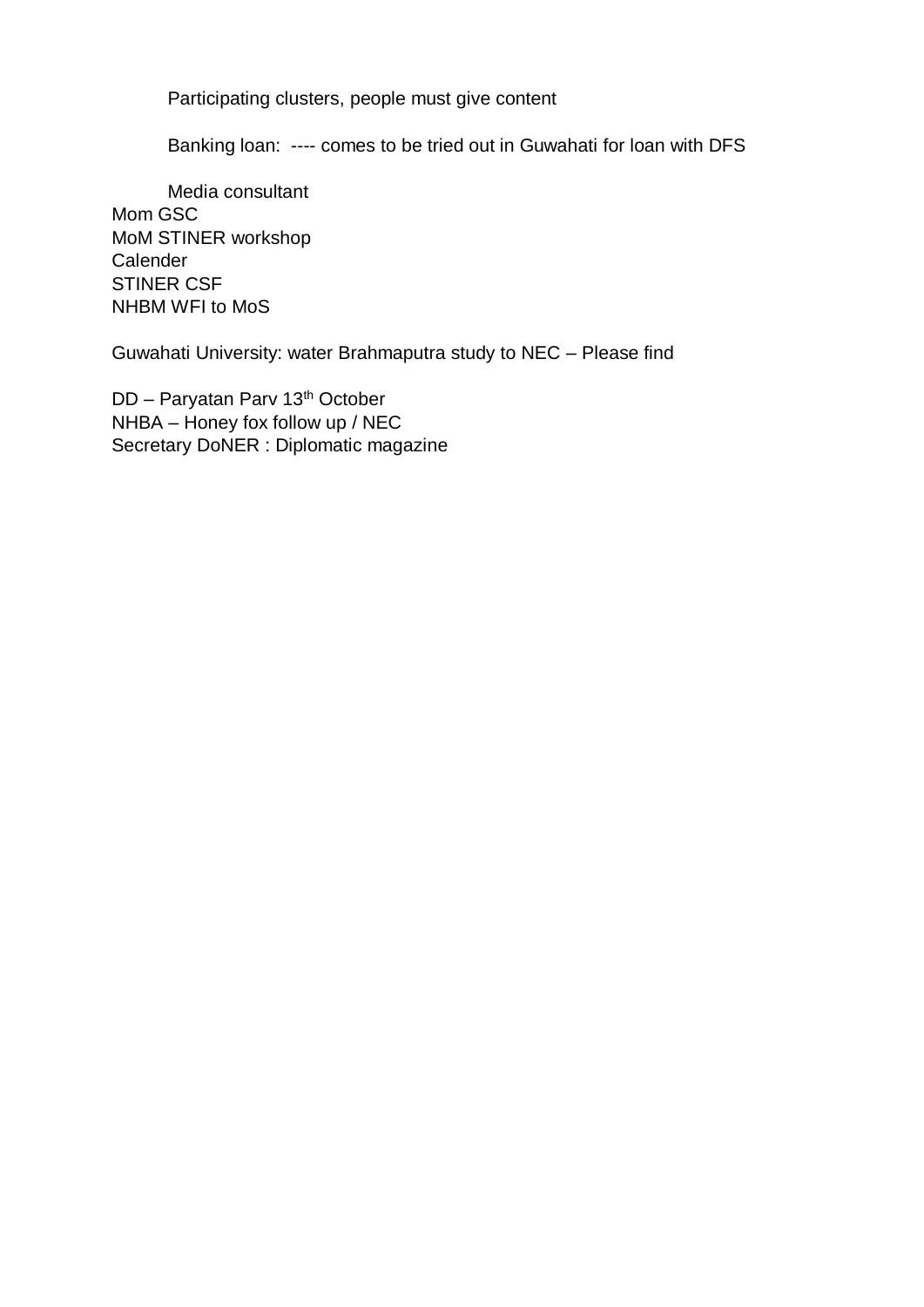Participating clusters, people must give content

Banking loan:  ---- comes to be tried out in Guwahati for loan with DFS

Media consultant

Mom GSC
MoM STINER workshop
Calender
STINER CSF
NHBM WFI to MoS

Guwahati University: water Brahmaputra study to NEC – Please find

DD – Paryatan Parv 13th October
NHBA – Honey fox follow up / NEC
Secretary DoNER : Diplomatic magazine